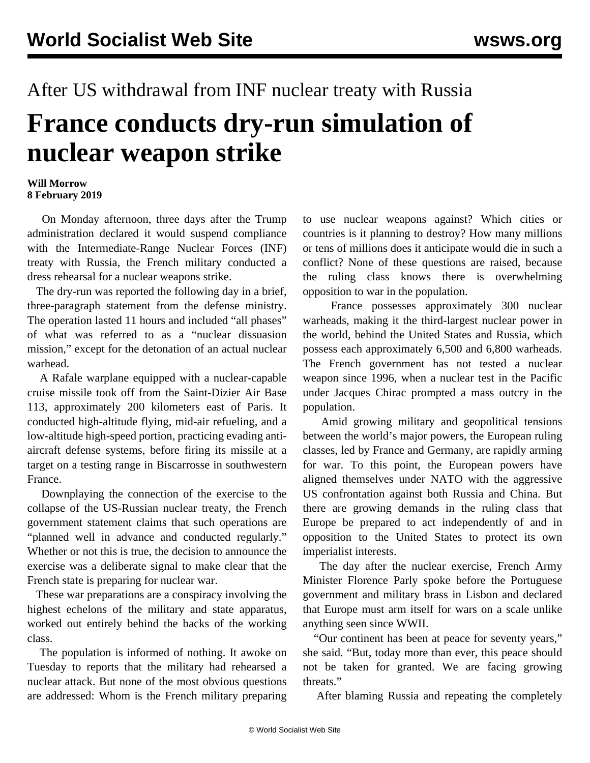After US withdrawal from INF nuclear treaty with Russia

# France conducts dry-run simulation of nuclear weapon strike

**Will Morrow**
**8 February 2019**

On Monday afternoon, three days after the Trump administration declared it would suspend compliance with the Intermediate-Range Nuclear Forces (INF) treaty with Russia, the French military conducted a dress rehearsal for a nuclear weapons strike.

The dry-run was reported the following day in a brief, three-paragraph statement from the defense ministry. The operation lasted 11 hours and included "all phases" of what was referred to as a "nuclear dissuasion mission," except for the detonation of an actual nuclear warhead.

A Rafale warplane equipped with a nuclear-capable cruise missile took off from the Saint-Dizier Air Base 113, approximately 200 kilometers east of Paris. It conducted high-altitude flying, mid-air refueling, and a low-altitude high-speed portion, practicing evading anti-aircraft defense systems, before firing its missile at a target on a testing range in Biscarrosse in southwestern France.

Downplaying the connection of the exercise to the collapse of the US-Russian nuclear treaty, the French government statement claims that such operations are "planned well in advance and conducted regularly." Whether or not this is true, the decision to announce the exercise was a deliberate signal to make clear that the French state is preparing for nuclear war.

These war preparations are a conspiracy involving the highest echelons of the military and state apparatus, worked out entirely behind the backs of the working class.

The population is informed of nothing. It awoke on Tuesday to reports that the military had rehearsed a nuclear attack. But none of the most obvious questions are addressed: Whom is the French military preparing to use nuclear weapons against? Which cities or countries is it planning to destroy? How many millions or tens of millions does it anticipate would die in such a conflict? None of these questions are raised, because the ruling class knows there is overwhelming opposition to war in the population.

France possesses approximately 300 nuclear warheads, making it the third-largest nuclear power in the world, behind the United States and Russia, which possess each approximately 6,500 and 6,800 warheads. The French government has not tested a nuclear weapon since 1996, when a nuclear test in the Pacific under Jacques Chirac prompted a mass outcry in the population.

Amid growing military and geopolitical tensions between the world's major powers, the European ruling classes, led by France and Germany, are rapidly arming for war. To this point, the European powers have aligned themselves under NATO with the aggressive US confrontation against both Russia and China. But there are growing demands in the ruling class that Europe be prepared to act independently of and in opposition to the United States to protect its own imperialist interests.

The day after the nuclear exercise, French Army Minister Florence Parly spoke before the Portuguese government and military brass in Lisbon and declared that Europe must arm itself for wars on a scale unlike anything seen since WWII.

"Our continent has been at peace for seventy years," she said. "But, today more than ever, this peace should not be taken for granted. We are facing growing threats."

After blaming Russia and repeating the completely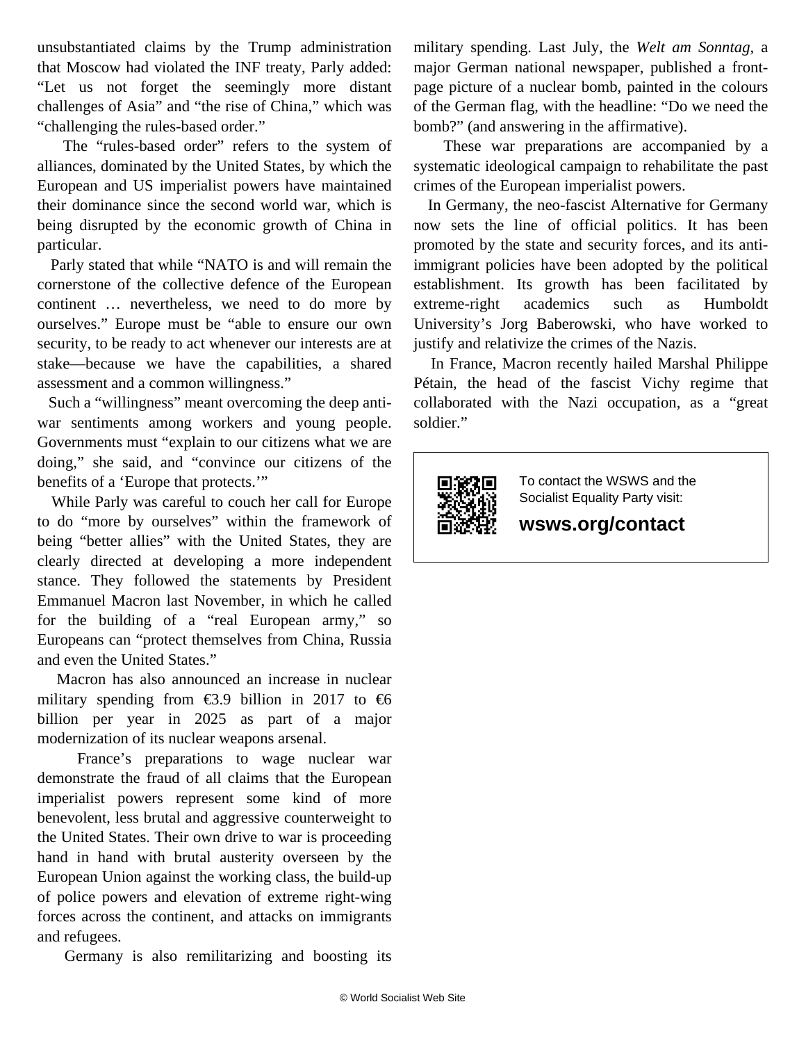unsubstantiated claims by the Trump administration that Moscow had violated the INF treaty, Parly added: “Let us not forget the seemingly more distant challenges of Asia” and “the rise of China,” which was “challenging the rules-based order.”

The “rules-based order” refers to the system of alliances, dominated by the United States, by which the European and US imperialist powers have maintained their dominance since the second world war, which is being disrupted by the economic growth of China in particular.

Parly stated that while “NATO is and will remain the cornerstone of the collective defence of the European continent … nevertheless, we need to do more by ourselves.” Europe must be “able to ensure our own security, to be ready to act whenever our interests are at stake—because we have the capabilities, a shared assessment and a common willingness.”

Such a “willingness” meant overcoming the deep anti-war sentiments among workers and young people. Governments must “explain to our citizens what we are doing,” she said, and “convince our citizens of the benefits of a ‘Europe that protects.’”

While Parly was careful to couch her call for Europe to do “more by ourselves” within the framework of being “better allies” with the United States, they are clearly directed at developing a more independent stance. They followed the statements by President Emmanuel Macron last November, in which he called for the building of a “real European army,” so Europeans can “protect themselves from China, Russia and even the United States.”

Macron has also announced an increase in nuclear military spending from €3.9 billion in 2017 to €6 billion per year in 2025 as part of a major modernization of its nuclear weapons arsenal.

France’s preparations to wage nuclear war demonstrate the fraud of all claims that the European imperialist powers represent some kind of more benevolent, less brutal and aggressive counterweight to the United States. Their own drive to war is proceeding hand in hand with brutal austerity overseen by the European Union against the working class, the build-up of police powers and elevation of extreme right-wing forces across the continent, and attacks on immigrants and refugees.

Germany is also remilitarizing and boosting its military spending. Last July, the *Welt am Sonntag*, a major German national newspaper, published a front-page picture of a nuclear bomb, painted in the colours of the German flag, with the headline: “Do we need the bomb?” (and answering in the affirmative).

These war preparations are accompanied by a systematic ideological campaign to rehabilitate the past crimes of the European imperialist powers.

In Germany, the neo-fascist Alternative for Germany now sets the line of official politics. It has been promoted by the state and security forces, and its anti-immigrant policies have been adopted by the political establishment. Its growth has been facilitated by extreme-right academics such as Humboldt University’s Jorg Baberowski, who have worked to justify and relativize the crimes of the Nazis.

In France, Macron recently hailed Marshal Philippe Pétain, the head of the fascist Vichy regime that collaborated with the Nazi occupation, as a “great soldier.”

To contact the WSWS and the Socialist Equality Party visit:

**wsws.org/contact**